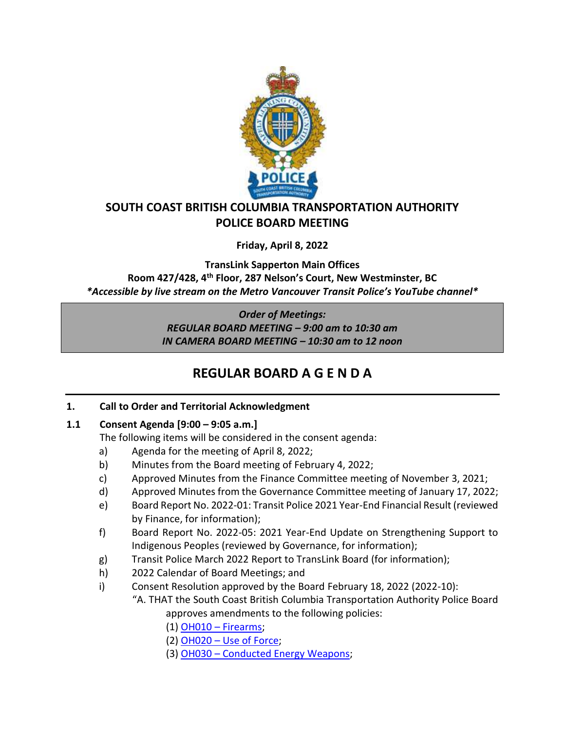# SOUTH COAST BRITISH COLUMBIA TRANSPORTATION AUTHORITY POLICE BOARD MEETING

**Friday, April 8, 2022**

**TransLink Sapperton Main Offices**
**Room 427/428, 4th Floor, 287 Nelson's Court, New Westminster, BC**
***Accessible by live stream on the Metro Vancouver Transit Police's YouTube channel***

> ***Order of Meetings:***
> ***REGULAR BOARD MEETING – 9:00 am to 10:30 am***
> ***IN CAMERA BOARD MEETING – 10:30 am to 12 noon***

## REGULAR BOARD A G E N D A

---

**1. Call to Order and Territorial Acknowledgment**

**1.1 Consent Agenda [9:00 – 9:05 a.m.]**

The following items will be considered in the consent agenda:

a) Agenda for the meeting of April 8, 2022;

b) Minutes from the Board meeting of February 4, 2022;

c) Approved Minutes from the Finance Committee meeting of November 3, 2021;

d) Approved Minutes from the Governance Committee meeting of January 17, 2022;

e) Board Report No. 2022-01: Transit Police 2021 Year-End Financial Result (reviewed by Finance, for information);

f) Board Report No. 2022-05: 2021 Year-End Update on Strengthening Support to Indigenous Peoples (reviewed by Governance, for information);

g) Transit Police March 2022 Report to TransLink Board (for information);

h) 2022 Calendar of Board Meetings; and

i) Consent Resolution approved by the Board February 18, 2022 (2022-10):

"A. THAT the South Coast British Columbia Transportation Authority Police Board approves amendments to the following policies:

(1) OH010 – Firearms;

(2) OH020 – Use of Force;

(3) OH030 – Conducted Energy Weapons;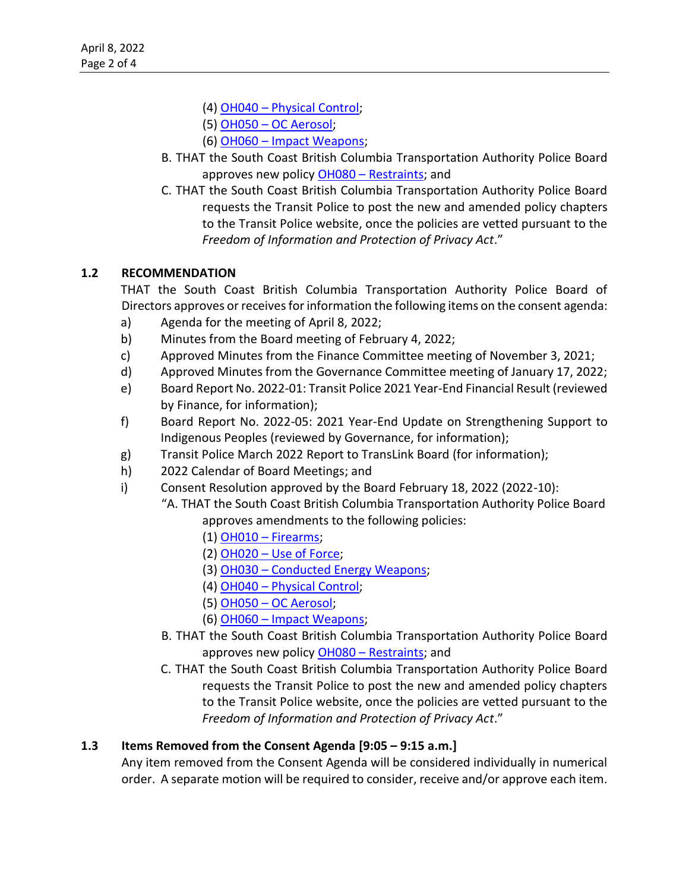(4) OH040 – Physical Control;
(5) OH050 – OC Aerosol;
(6) OH060 – Impact Weapons;

B. THAT the South Coast British Columbia Transportation Authority Police Board approves new policy OH080 – Restraints; and

C. THAT the South Coast British Columbia Transportation Authority Police Board requests the Transit Police to post the new and amended policy chapters to the Transit Police website, once the policies are vetted pursuant to the *Freedom of Information and Protection of Privacy Act*."

## 1.2 RECOMMENDATION

THAT the South Coast British Columbia Transportation Authority Police Board of Directors approves or receives for information the following items on the consent agenda:

a) Agenda for the meeting of April 8, 2022;
b) Minutes from the Board meeting of February 4, 2022;
c) Approved Minutes from the Finance Committee meeting of November 3, 2021;
d) Approved Minutes from the Governance Committee meeting of January 17, 2022;
e) Board Report No. 2022-01: Transit Police 2021 Year-End Financial Result (reviewed by Finance, for information);
f) Board Report No. 2022-05: 2021 Year-End Update on Strengthening Support to Indigenous Peoples (reviewed by Governance, for information);
g) Transit Police March 2022 Report to TransLink Board (for information);
h) 2022 Calendar of Board Meetings; and
i) Consent Resolution approved by the Board February 18, 2022 (2022-10):

"A. THAT the South Coast British Columbia Transportation Authority Police Board approves amendments to the following policies:

(1) OH010 – Firearms;
(2) OH020 – Use of Force;
(3) OH030 – Conducted Energy Weapons;
(4) OH040 – Physical Control;
(5) OH050 – OC Aerosol;
(6) OH060 – Impact Weapons;

B. THAT the South Coast British Columbia Transportation Authority Police Board approves new policy OH080 – Restraints; and

C. THAT the South Coast British Columbia Transportation Authority Police Board requests the Transit Police to post the new and amended policy chapters to the Transit Police website, once the policies are vetted pursuant to the *Freedom of Information and Protection of Privacy Act*."

## 1.3 Items Removed from the Consent Agenda [9:05 – 9:15 a.m.]

Any item removed from the Consent Agenda will be considered individually in numerical order. A separate motion will be required to consider, receive and/or approve each item.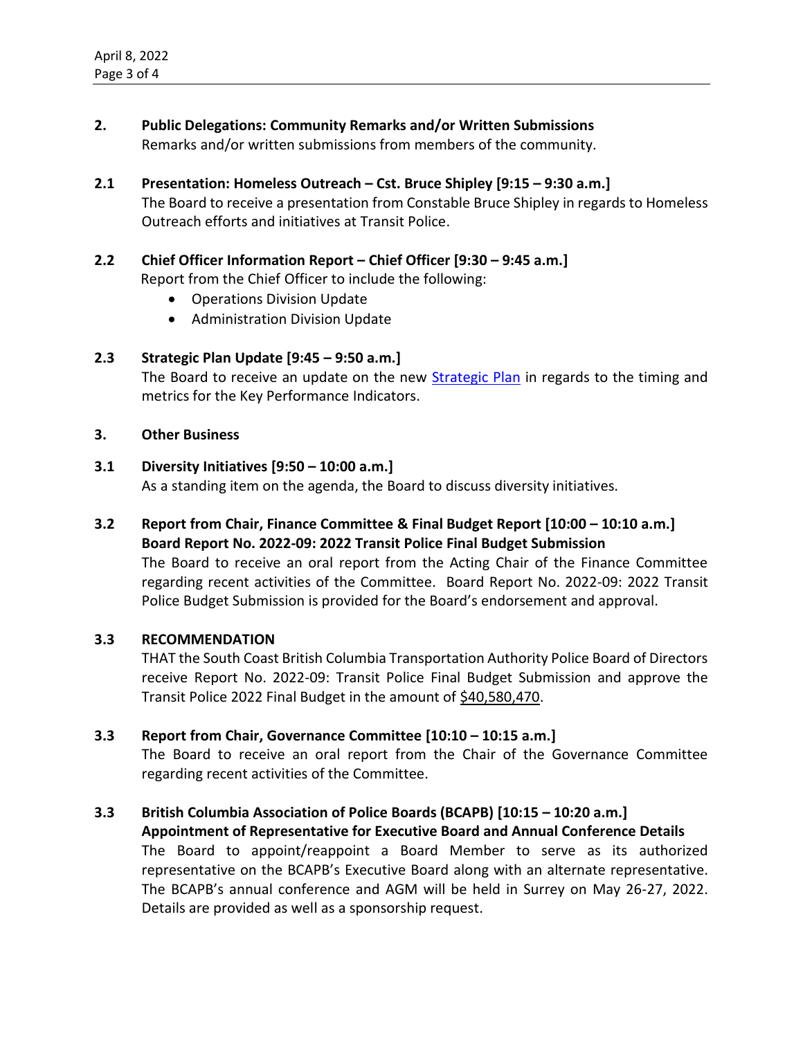**2. Public Delegations: Community Remarks and/or Written Submissions**

Remarks and/or written submissions from members of the community.

**2.1 Presentation: Homeless Outreach – Cst. Bruce Shipley [9:15 – 9:30 a.m.]**

The Board to receive a presentation from Constable Bruce Shipley in regards to Homeless Outreach efforts and initiatives at Transit Police.

**2.2 Chief Officer Information Report – Chief Officer [9:30 – 9:45 a.m.]**

Report from the Chief Officer to include the following:

- Operations Division Update
- Administration Division Update

**2.3 Strategic Plan Update [9:45 – 9:50 a.m.]**

The Board to receive an update on the new Strategic Plan in regards to the timing and metrics for the Key Performance Indicators.

**3. Other Business**

**3.1 Diversity Initiatives [9:50 – 10:00 a.m.]**

As a standing item on the agenda, the Board to discuss diversity initiatives.

**3.2 Report from Chair, Finance Committee & Final Budget Report [10:00 – 10:10 a.m.]**
**Board Report No. 2022-09: 2022 Transit Police Final Budget Submission**

The Board to receive an oral report from the Acting Chair of the Finance Committee regarding recent activities of the Committee. Board Report No. 2022-09: 2022 Transit Police Budget Submission is provided for the Board's endorsement and approval.

**3.3 RECOMMENDATION**

THAT the South Coast British Columbia Transportation Authority Police Board of Directors receive Report No. 2022-09: Transit Police Final Budget Submission and approve the Transit Police 2022 Final Budget in the amount of $40,580,470.

**3.3 Report from Chair, Governance Committee [10:10 – 10:15 a.m.]**

The Board to receive an oral report from the Chair of the Governance Committee regarding recent activities of the Committee.

**3.3 British Columbia Association of Police Boards (BCAPB) [10:15 – 10:20 a.m.]**
**Appointment of Representative for Executive Board and Annual Conference Details**

The Board to appoint/reappoint a Board Member to serve as its authorized representative on the BCAPB's Executive Board along with an alternate representative. The BCAPB's annual conference and AGM will be held in Surrey on May 26-27, 2022. Details are provided as well as a sponsorship request.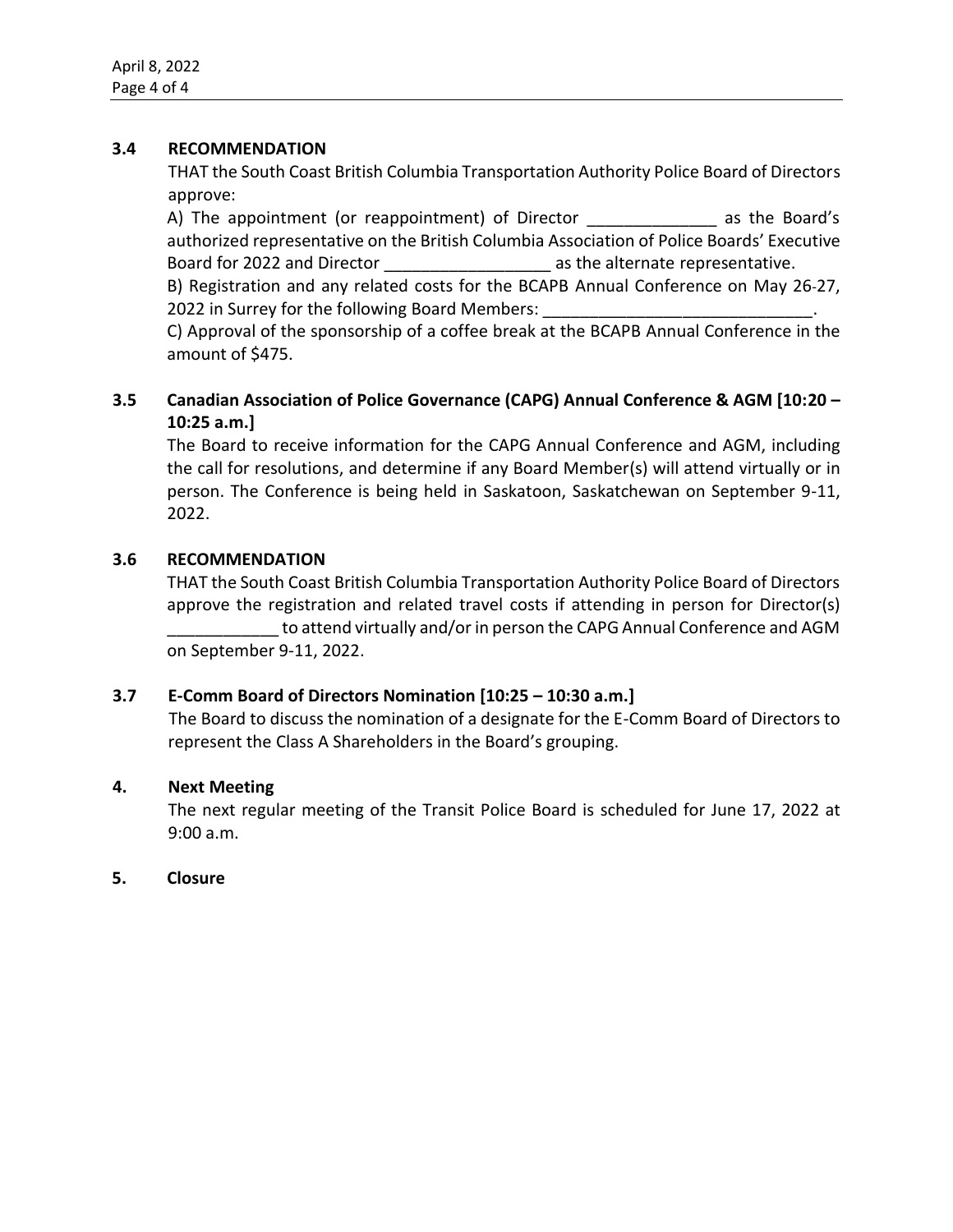### 3.4 RECOMMENDATION

THAT the South Coast British Columbia Transportation Authority Police Board of Directors approve:

A) The appointment (or reappointment) of Director ______________ as the Board's authorized representative on the British Columbia Association of Police Boards' Executive Board for 2022 and Director __________________ as the alternate representative.

B) Registration and any related costs for the BCAPB Annual Conference on May 26-27, 2022 in Surrey for the following Board Members: ______________________________.

C) Approval of the sponsorship of a coffee break at the BCAPB Annual Conference in the amount of $475.

### 3.5 Canadian Association of Police Governance (CAPG) Annual Conference & AGM [10:20 – 10:25 a.m.]

The Board to receive information for the CAPG Annual Conference and AGM, including the call for resolutions, and determine if any Board Member(s) will attend virtually or in person. The Conference is being held in Saskatoon, Saskatchewan on September 9-11, 2022.

### 3.6 RECOMMENDATION

THAT the South Coast British Columbia Transportation Authority Police Board of Directors approve the registration and related travel costs if attending in person for Director(s) ____________ to attend virtually and/or in person the CAPG Annual Conference and AGM on September 9-11, 2022.

### 3.7 E-Comm Board of Directors Nomination [10:25 – 10:30 a.m.]

The Board to discuss the nomination of a designate for the E-Comm Board of Directors to represent the Class A Shareholders in the Board's grouping.

## 4. Next Meeting

The next regular meeting of the Transit Police Board is scheduled for June 17, 2022 at 9:00 a.m.

## 5. Closure